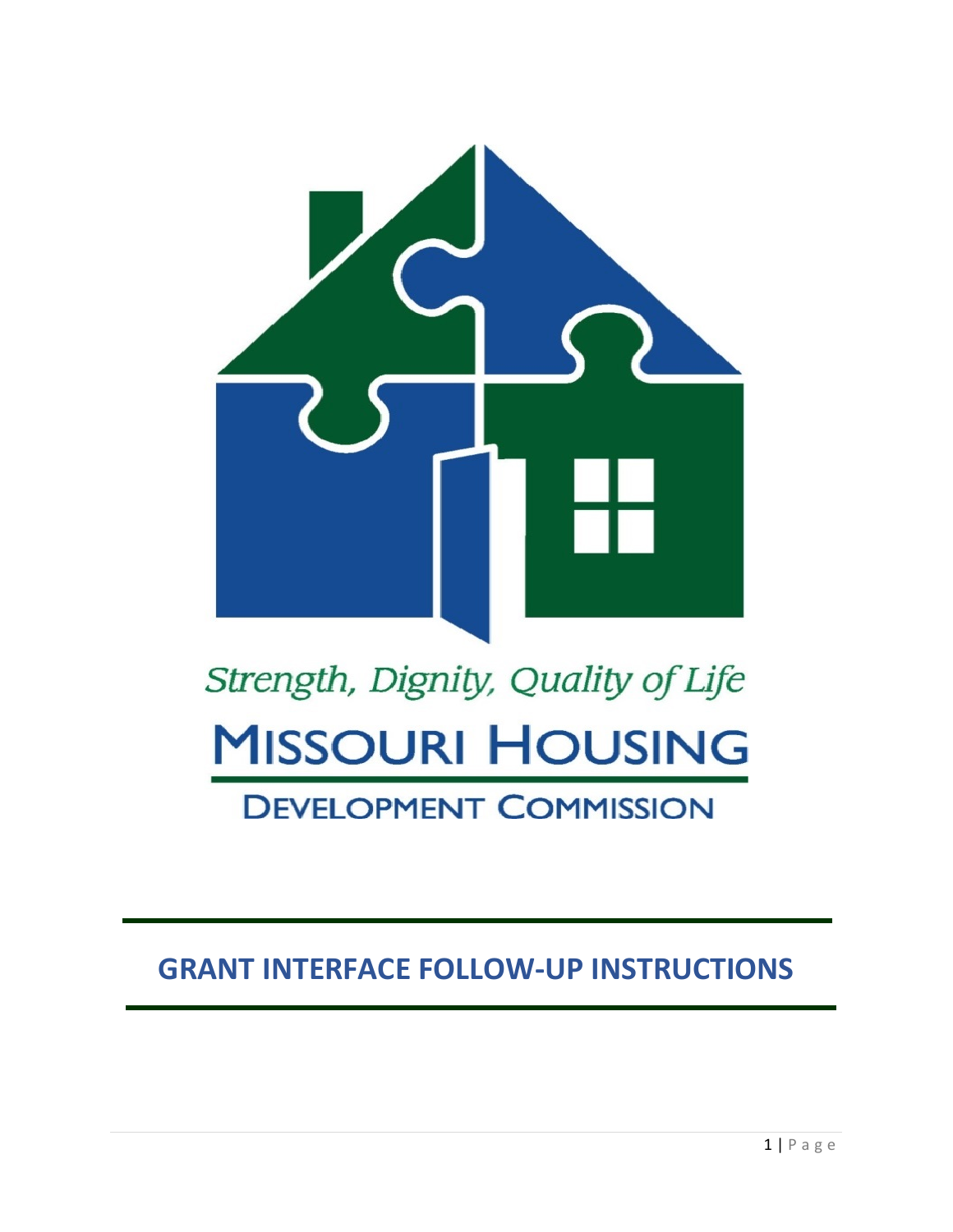Strength, Dignity, Quality of Life

MISSOURI HOUSING

DEVELOPMENT COMMISSION

# GRANT INTERFACE FOLLOW-UP INSTRUCTIONS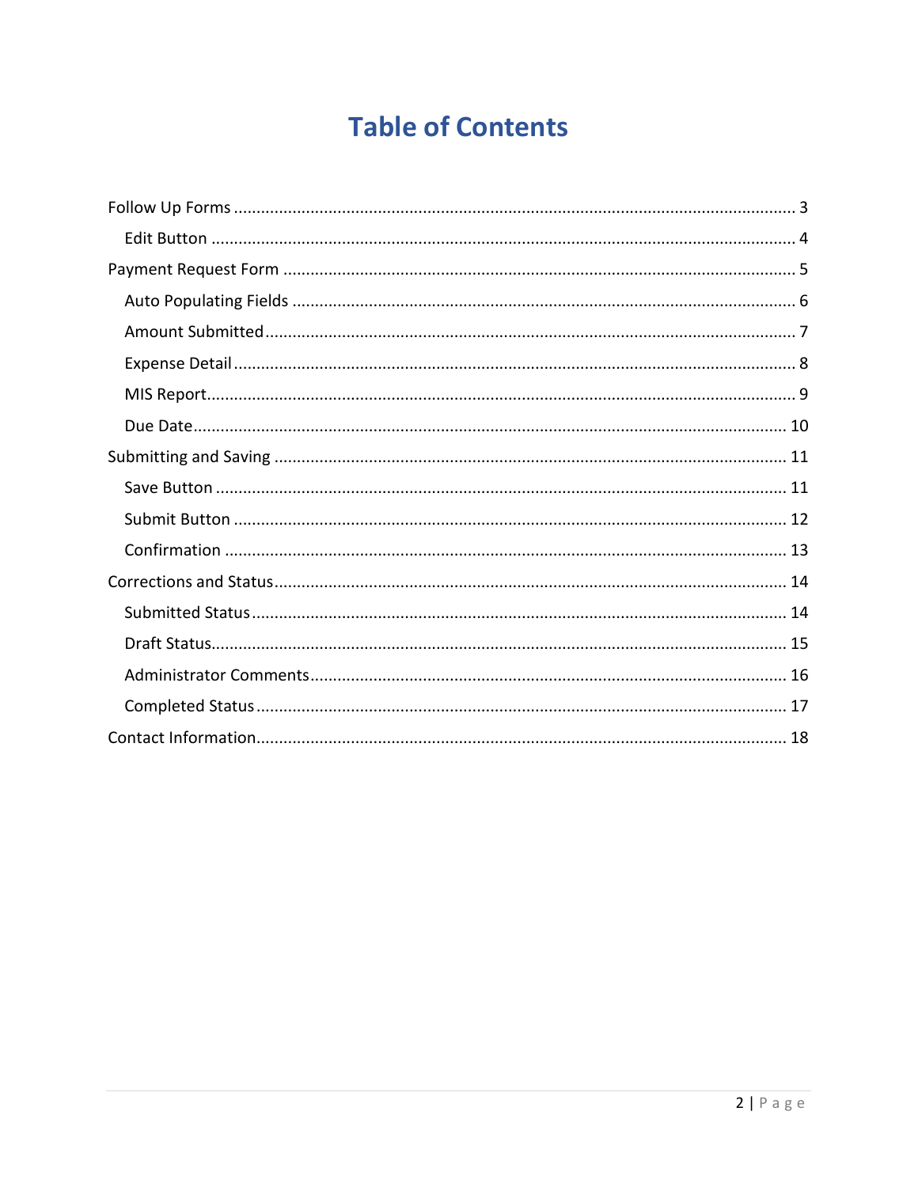# Table of Contents

- Follow Up Forms ... 3
  - Edit Button ... 4
- Payment Request Form ... 5
  - Auto Populating Fields ... 6
  - Amount Submitted ... 7
  - Expense Detail ... 8
  - MIS Report ... 9
  - Due Date ... 10
- Submitting and Saving ... 11
  - Save Button ... 11
  - Submit Button ... 12
  - Confirmation ... 13
- Corrections and Status ... 14
  - Submitted Status ... 14
  - Draft Status ... 15
  - Administrator Comments ... 16
  - Completed Status ... 17
- Contact Information ... 18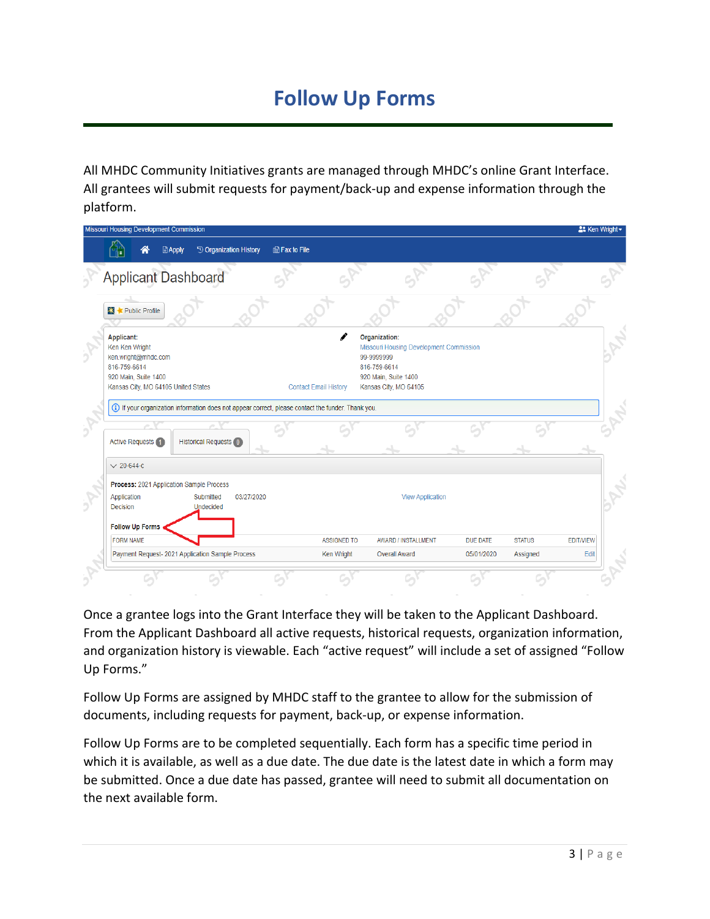# Follow Up Forms

All MHDC Community Initiatives grants are managed through MHDC's online Grant Interface. All grantees will submit requests for payment/back-up and expense information through the platform.

Once a grantee logs into the Grant Interface they will be taken to the Applicant Dashboard. From the Applicant Dashboard all active requests, historical requests, organization information, and organization history is viewable. Each "active request" will include a set of assigned "Follow Up Forms."

Follow Up Forms are assigned by MHDC staff to the grantee to allow for the submission of documents, including requests for payment, back-up, or expense information.

Follow Up Forms are to be completed sequentially. Each form has a specific time period in which it is available, as well as a due date. The due date is the latest date in which a form may be submitted. Once a due date has passed, grantee will need to submit all documentation on the next available form.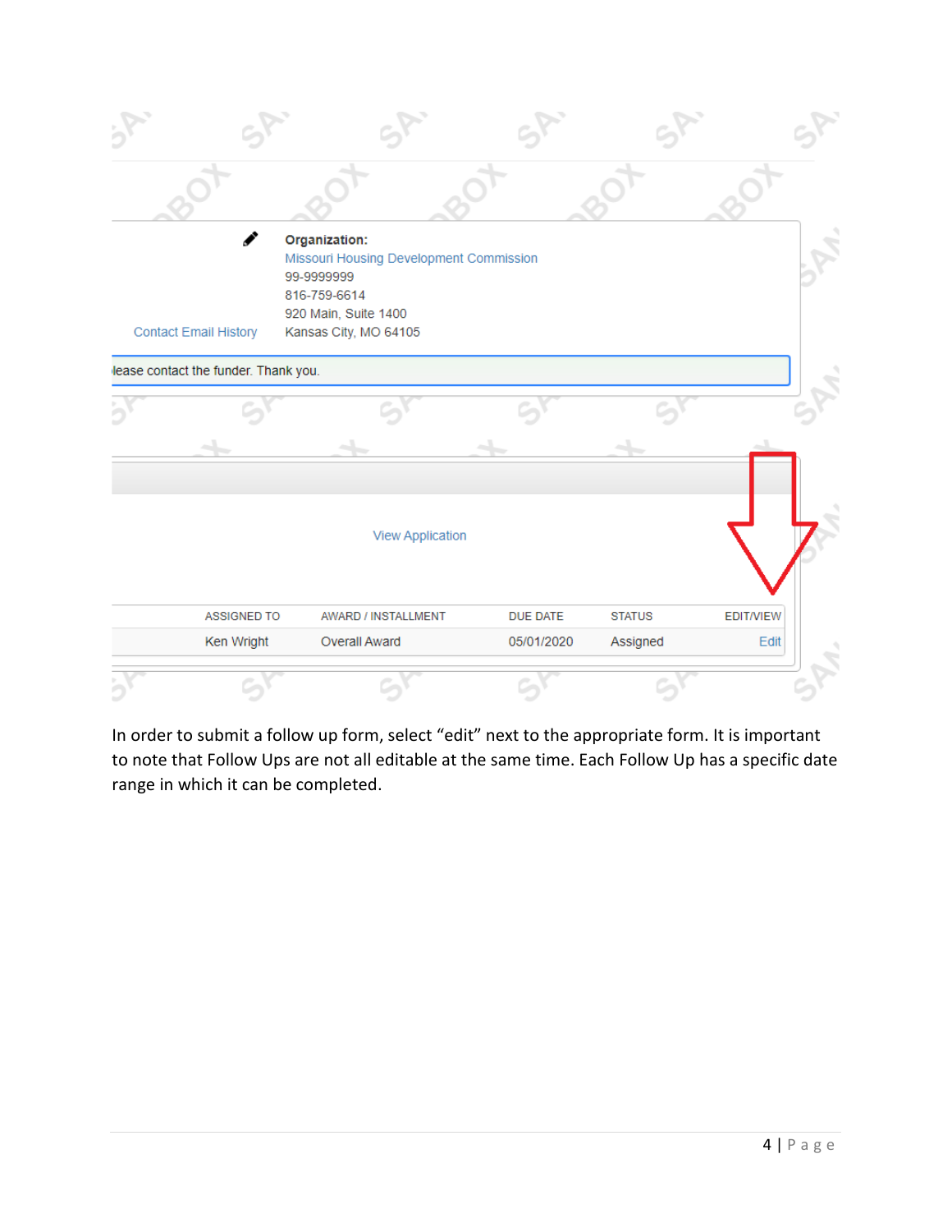**Organization:**
Missouri Housing Development Commission
99-9999999
816-759-6614
920 Main, Suite 1400
Kansas City, MO 64105

Contact Email History

lease contact the funder. Thank you.

View Application

| ASSIGNED TO | AWARD / INSTALLMENT | DUE DATE | STATUS | EDIT/VIEW |
|---|---|---|---|---|
| Ken Wright | Overall Award | 05/01/2020 | Assigned | Edit |

In order to submit a follow up form, select "edit" next to the appropriate form. It is important to note that Follow Ups are not all editable at the same time. Each Follow Up has a specific date range in which it can be completed.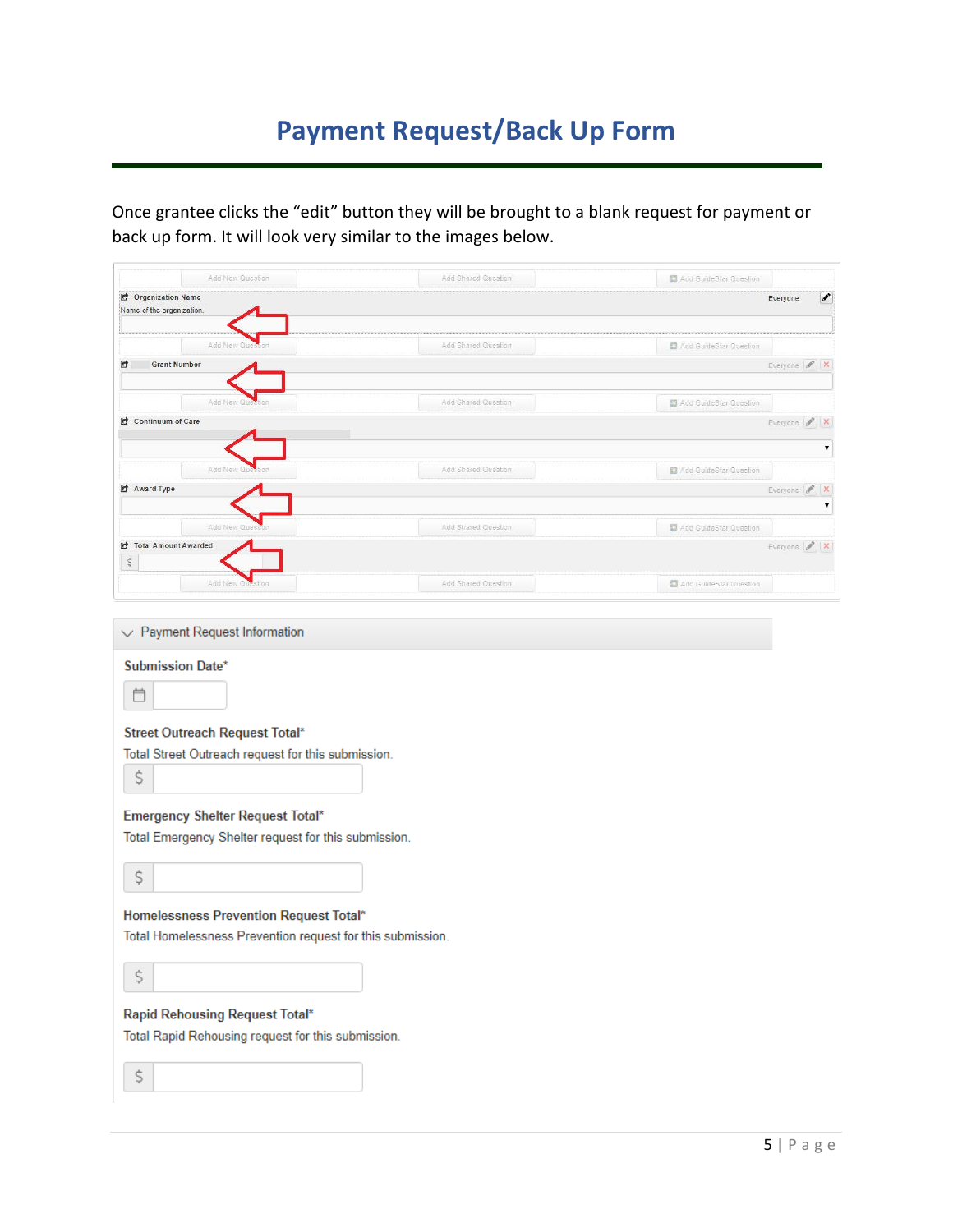# Payment Request/Back Up Form

Once grantee clicks the "edit" button they will be brought to a blank request for payment or back up form. It will look very similar to the images below.

Add New Question | Add Shared Question | Add GuideStar Question

Organization Name — Everyone
Name of the organization.

Add New Question | Add Shared Question | Add GuideStar Question

Grant Number — Everyone

Add New Question | Add Shared Question | Add GuideStar Question

Continuum of Care — Everyone

Add New Question | Add Shared Question | Add GuideStar Question

Award Type — Everyone

Add New Question | Add Shared Question | Add GuideStar Question

Total Amount Awarded — Everyone
$

Add New Question | Add Shared Question | Add GuideStar Question

Payment Request Information

**Submission Date***

**Street Outreach Request Total***
Total Street Outreach request for this submission.
$

**Emergency Shelter Request Total***
Total Emergency Shelter request for this submission.
$

**Homelessness Prevention Request Total***
Total Homelessness Prevention request for this submission.
$

**Rapid Rehousing Request Total***
Total Rapid Rehousing request for this submission.
$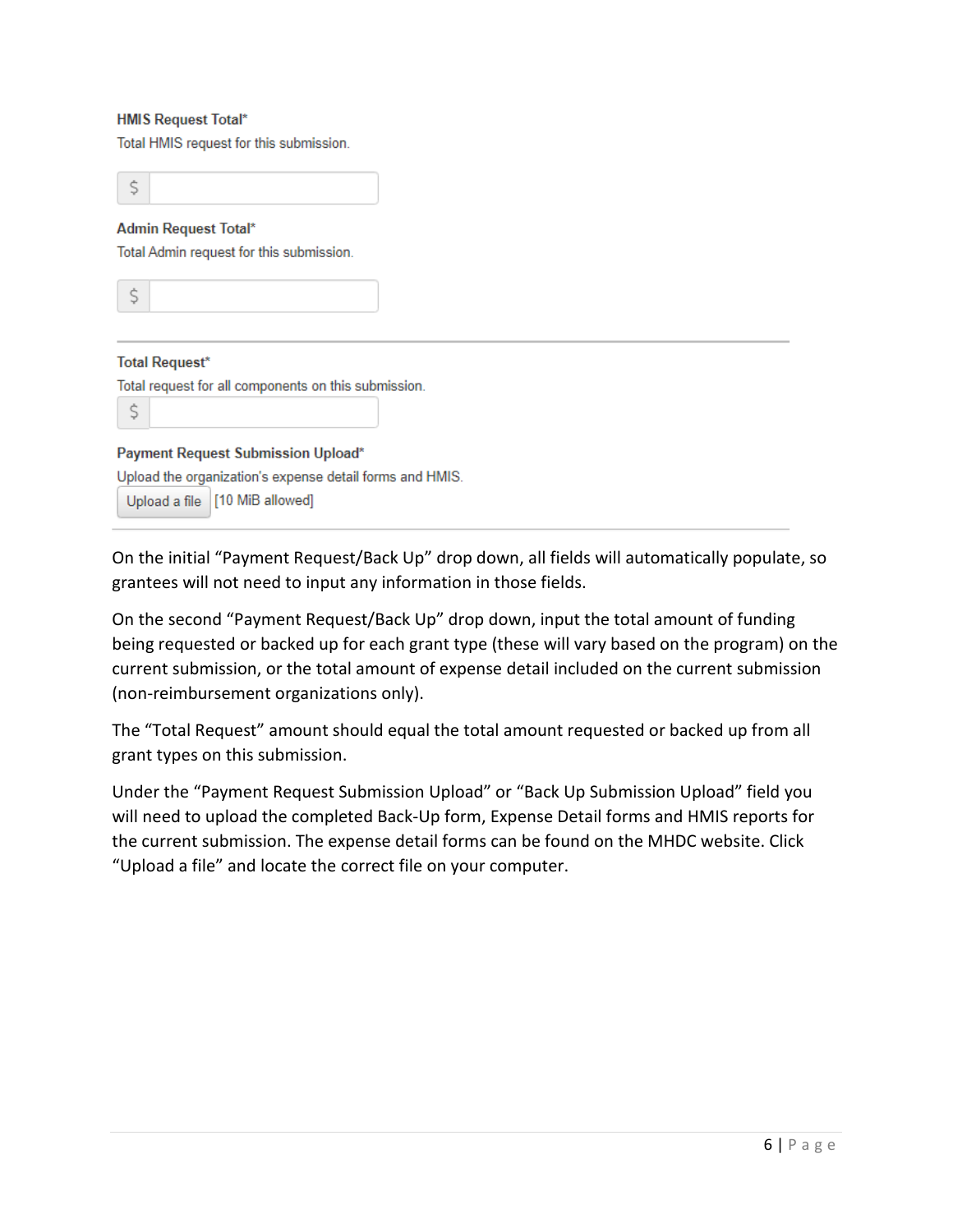**HMIS Request Total***

Total HMIS request for this submission.

$

**Admin Request Total***

Total Admin request for this submission.

$

---

**Total Request***

Total request for all components on this submission.

$

**Payment Request Submission Upload***

Upload the organization's expense detail forms and HMIS.

Upload a file [10 MiB allowed]

---

On the initial "Payment Request/Back Up" drop down, all fields will automatically populate, so grantees will not need to input any information in those fields.

On the second "Payment Request/Back Up" drop down, input the total amount of funding being requested or backed up for each grant type (these will vary based on the program) on the current submission, or the total amount of expense detail included on the current submission (non-reimbursement organizations only).

The "Total Request" amount should equal the total amount requested or backed up from all grant types on this submission.

Under the "Payment Request Submission Upload" or "Back Up Submission Upload" field you will need to upload the completed Back-Up form, Expense Detail forms and HMIS reports for the current submission. The expense detail forms can be found on the MHDC website. Click "Upload a file" and locate the correct file on your computer.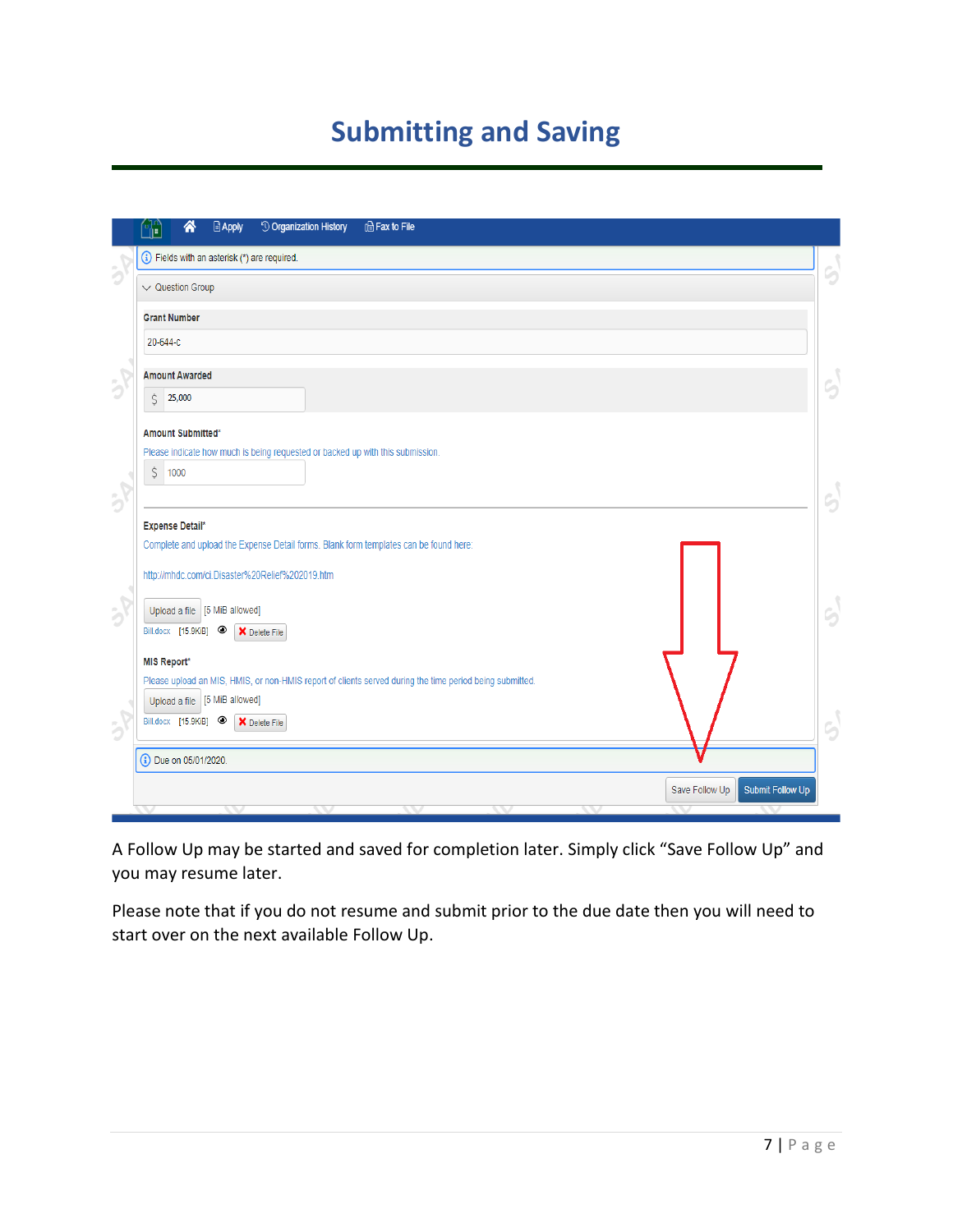# Submitting and Saving

A Follow Up may be started and saved for completion later. Simply click "Save Follow Up" and you may resume later.

Please note that if you do not resume and submit prior to the due date then you will need to start over on the next available Follow Up.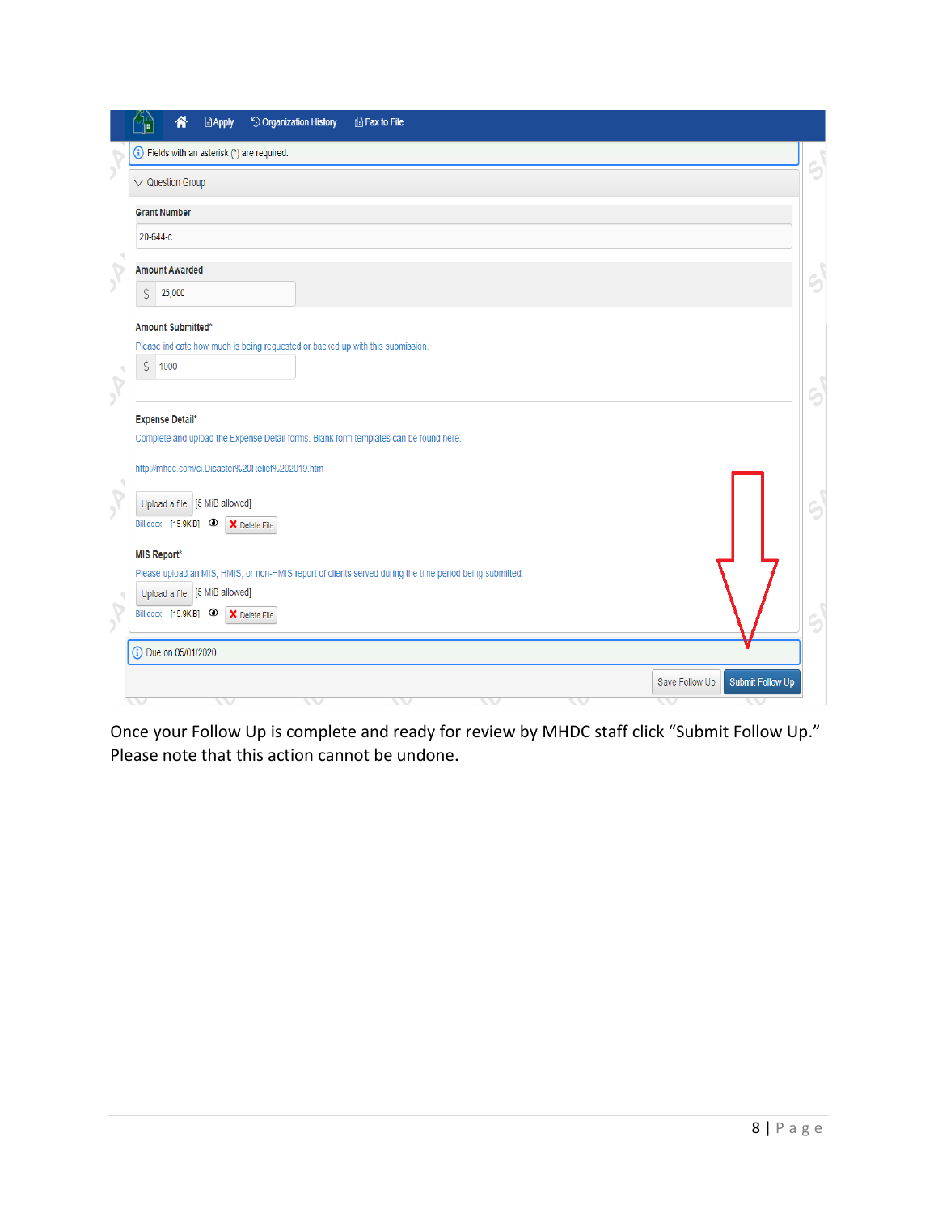Apply | Organization History | Fax to File

Fields with an asterisk (*) are required.

Question Group

**Grant Number**

20-644-C

**Amount Awarded**

$ 25,000

**Amount Submitted***

Please indicate how much is being requested or backed up with this submission.

$ 1000

**Expense Detail***

Complete and upload the Expense Detail forms. Blank form templates can be found here.

http://mhdc.com/ci.Disaster%20Relief%202019.htm

Upload a file [5 MiB allowed]

Bill.docx [15.9KiB] Delete File

**MIS Report***

Please upload an MIS, HMIS, or non-HMIS report of clients served during the time period being submitted.

Upload a file [5 MiB allowed]

Bill.docx [15.9KiB] Delete File

Due on 05/01/2020.

Save Follow Up | Submit Follow Up

Once your Follow Up is complete and ready for review by MHDC staff click "Submit Follow Up." Please note that this action cannot be undone.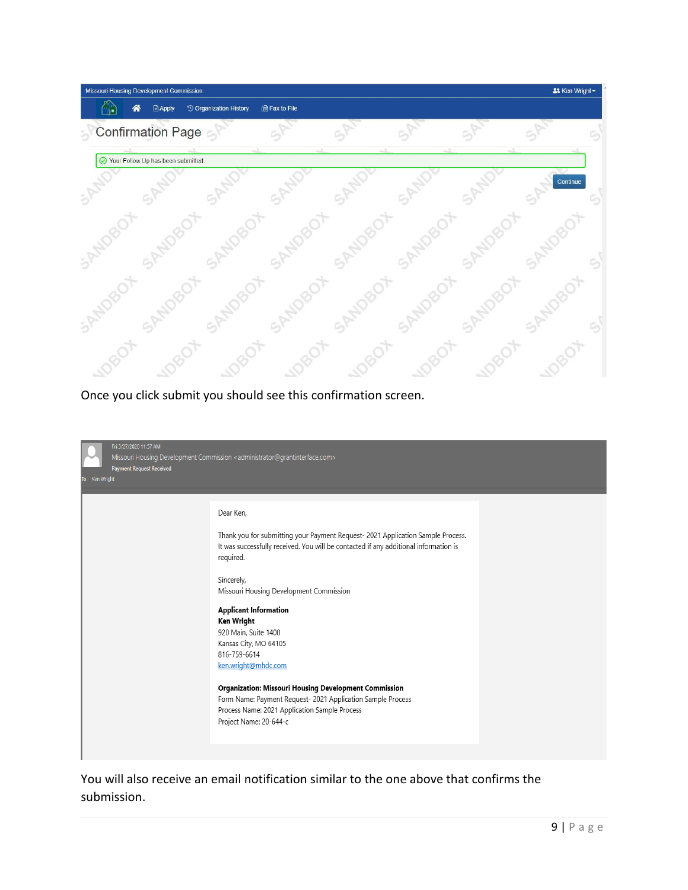Once you click submit you should see this confirmation screen.

You will also receive an email notification similar to the one above that confirms the submission.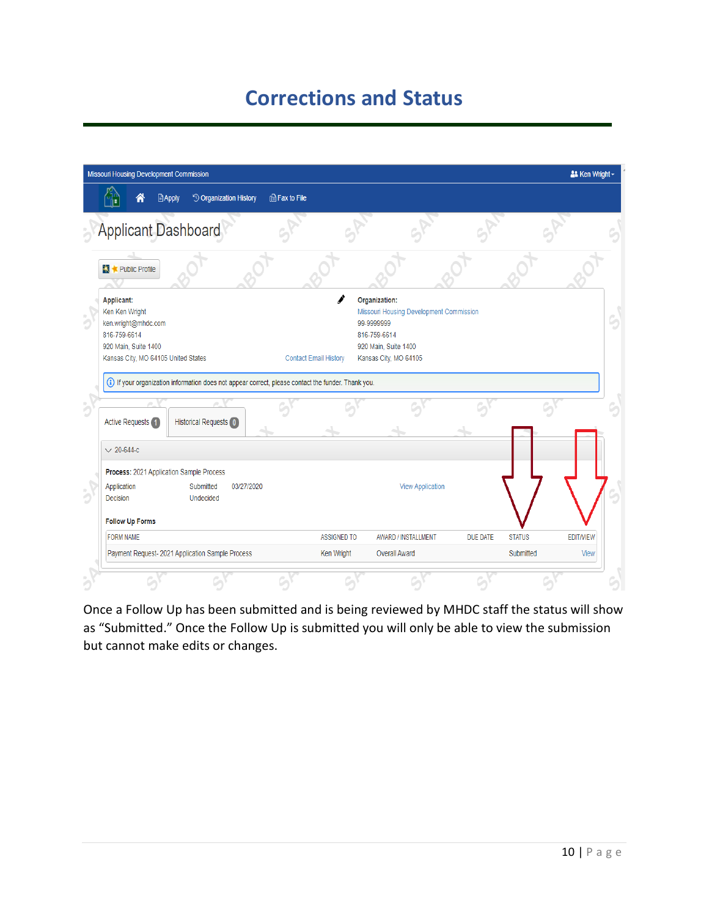# Corrections and Status

Once a Follow Up has been submitted and is being reviewed by MHDC staff the status will show as “Submitted.” Once the Follow Up is submitted you will only be able to view the submission but cannot make edits or changes.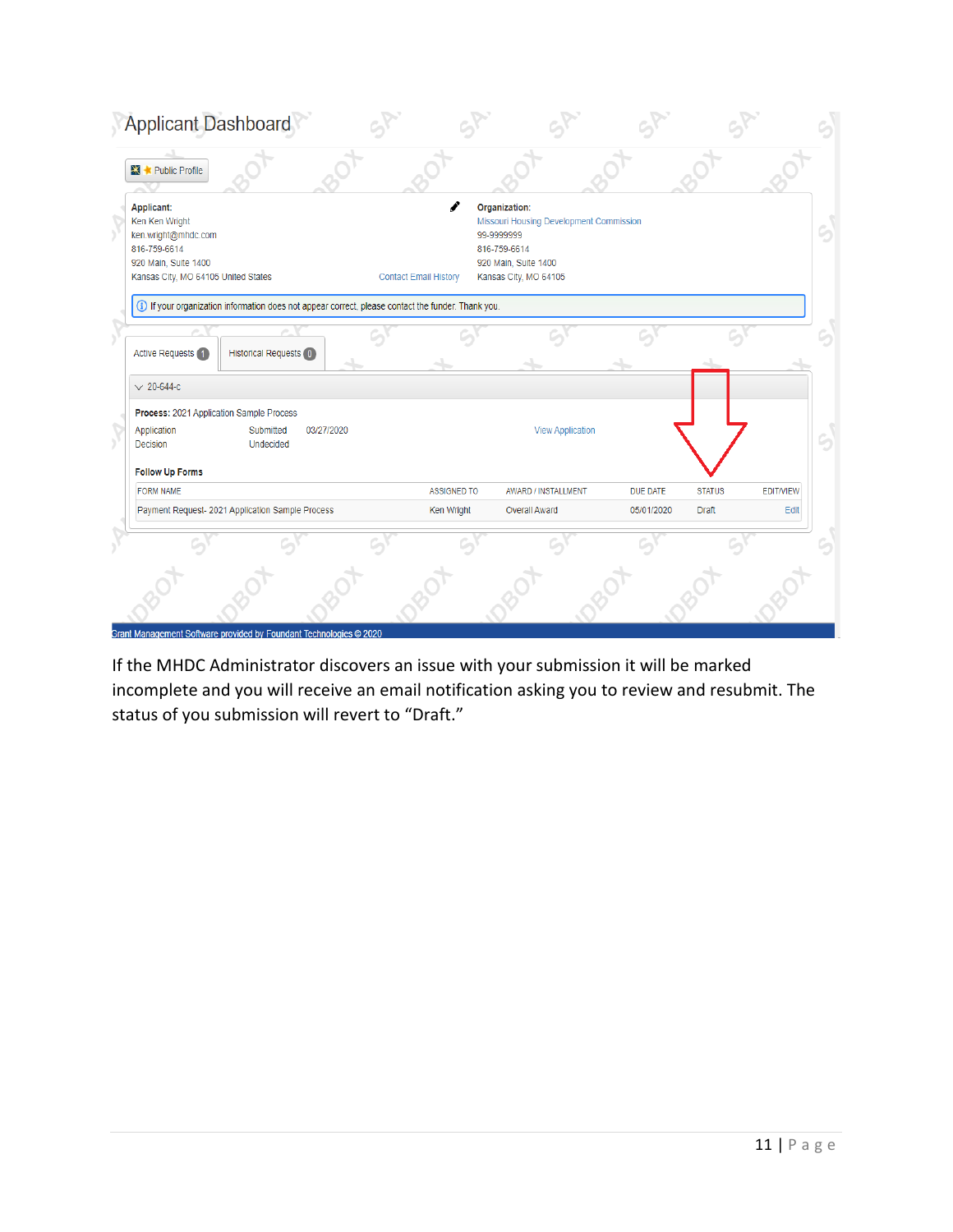# Applicant Dashboard

Public Profile

**Applicant:**
Ken Ken Wright
ken.wright@mhdc.com
816-759-6614
920 Main, Suite 1400
Kansas City, MO 64105 United States

Contact Email History

**Organization:**
Missouri Housing Development Commission
99-9999999
816-759-6614
920 Main, Suite 1400
Kansas City, MO 64105

If your organization information does not appear correct, please contact the funder. Thank you.

Active Requests 1 | Historical Requests 0

20-644-c

**Process:** 2021 Application Sample Process

| | | | |
|---|---|---|---|
| Application | Submitted | 03/27/2020 | View Application |
| Decision | Undecided | | |

**Follow Up Forms**

| FORM NAME | ASSIGNED TO | AWARD / INSTALLMENT | DUE DATE | STATUS | EDIT/VIEW |
|---|---|---|---|---|---|
| Payment Request- 2021 Application Sample Process | Ken Wright | Overall Award | 05/01/2020 | Draft | Edit |

Grant Management Software provided by Foundant Technologies © 2020

If the MHDC Administrator discovers an issue with your submission it will be marked incomplete and you will receive an email notification asking you to review and resubmit. The status of you submission will revert to "Draft."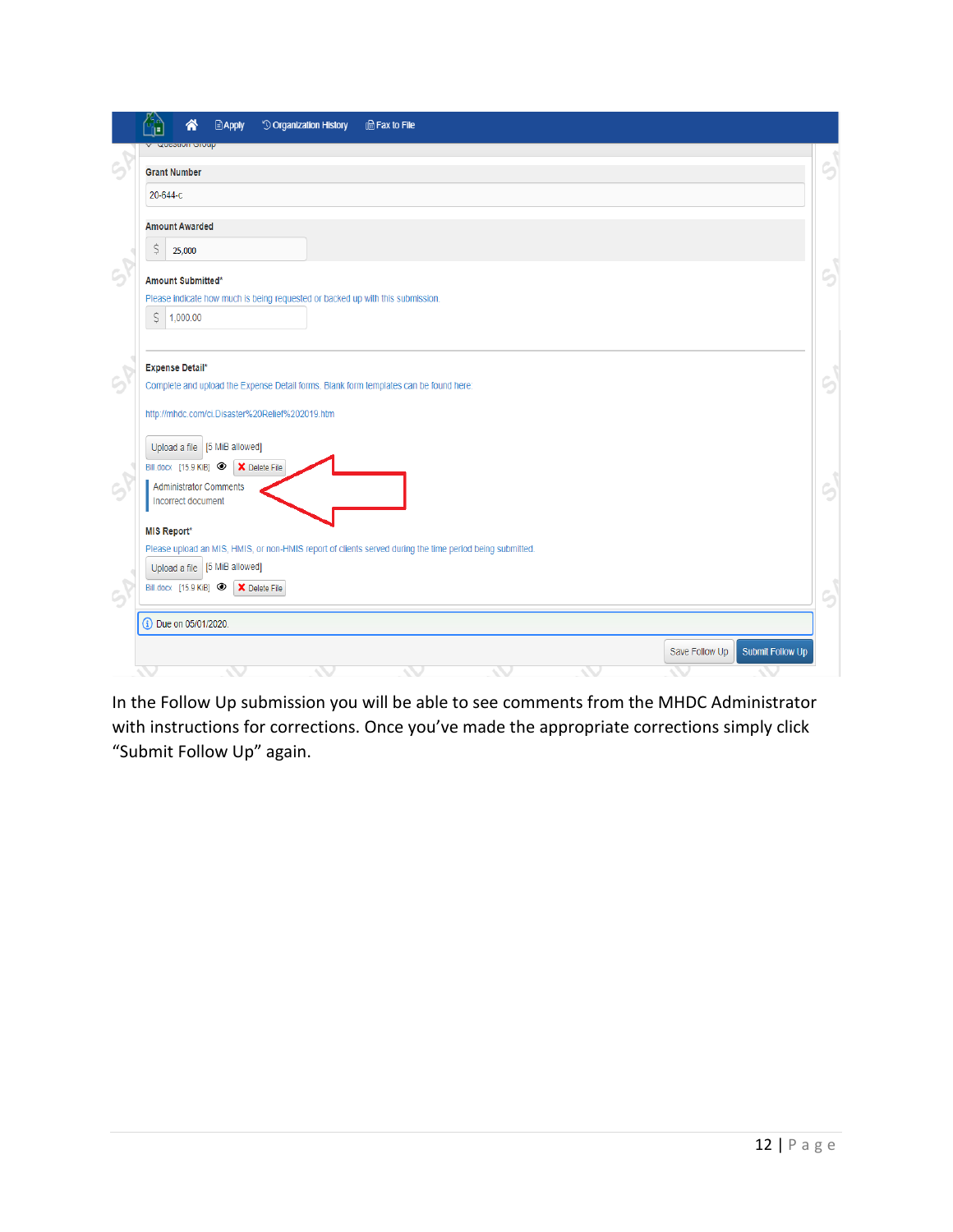Apply | Organization History | Fax to File

Question Group

**Grant Number**

20-644-c

**Amount Awarded**

$ 25,000

**Amount Submitted***

Please indicate how much is being requested or backed up with this submission.

$ 1,000.00

**Expense Detail***

Complete and upload the Expense Detail forms. Blank form templates can be found here:

http://mhdc.com/ci.Disaster%20Relief%202019.htm

Upload a file [5 MiB allowed]

Bill.docx [15.9 KiB] Delete File

Administrator Comments
Incorrect document

**MIS Report***

Please upload an MIS, HMIS, or non-HMIS report of clients served during the time period being submitted.

Upload a file [5 MiB allowed]

Bill.docx [15.9 KiB] Delete File

Due on 05/01/2020.

Save Follow Up | Submit Follow Up

In the Follow Up submission you will be able to see comments from the MHDC Administrator with instructions for corrections. Once you've made the appropriate corrections simply click "Submit Follow Up" again.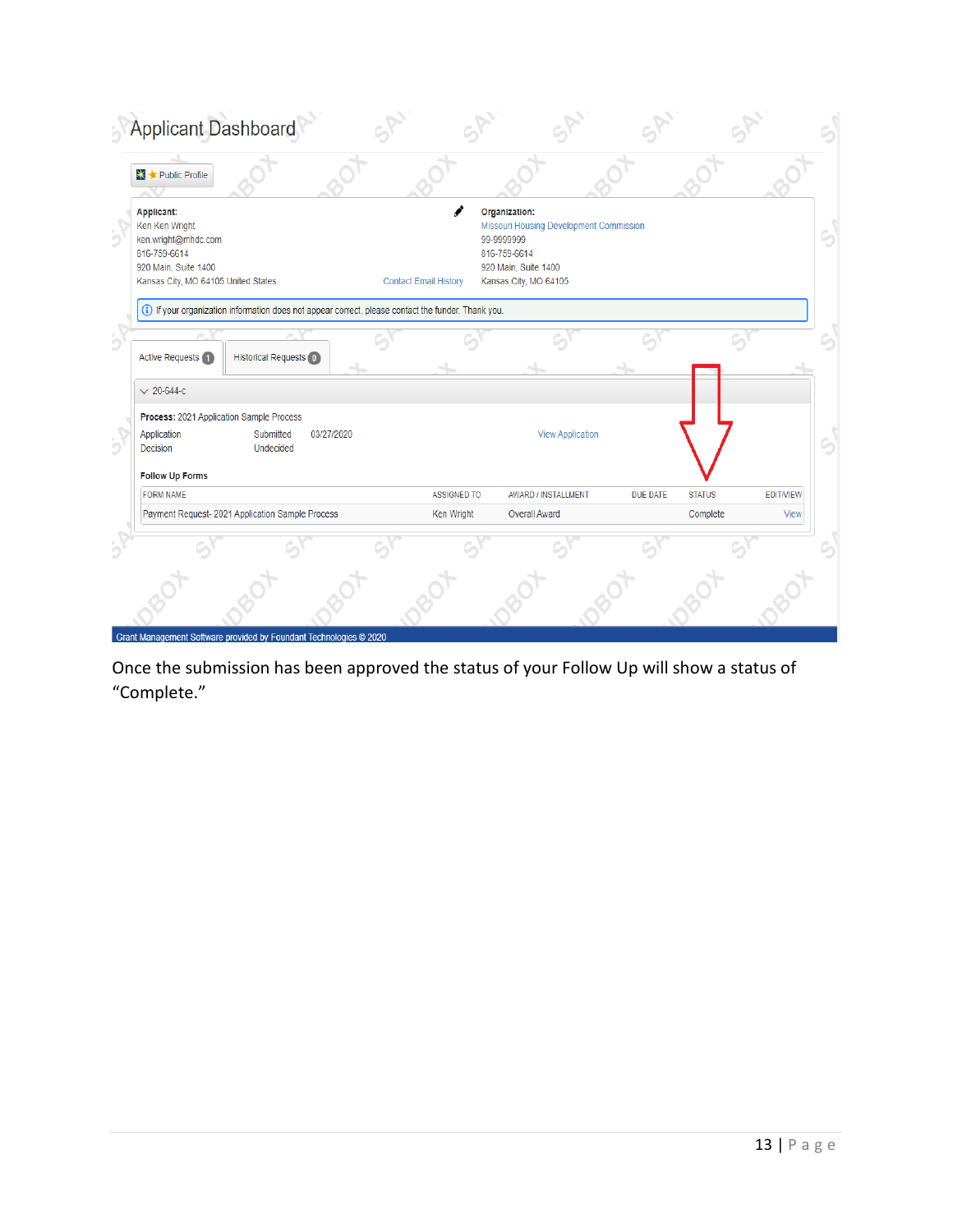Applicant Dashboard

Public Profile

**Applicant:**
Ken Ken Wright
ken.wright@mhdc.com
816-759-6614
920 Main, Suite 1400
Kansas City, MO 64105 United States

Contact Email History

**Organization:**
Missouri Housing Development Commission
99-9999999
816-759-6614
920 Main, Suite 1400
Kansas City, MO 64105

If your organization information does not appear correct, please contact the funder. Thank you.

Active Requests 1 | Historical Requests 0

20-644-c

**Process:** 2021 Application Sample Process

| | | | |
|---|---|---|---|
| Application | Submitted | 03/27/2020 | View Application |
| Decision | Undecided | | |

**Follow Up Forms**

| FORM NAME | ASSIGNED TO | AWARD / INSTALLMENT | DUE DATE | STATUS | EDIT/VIEW |
|---|---|---|---|---|---|
| Payment Request- 2021 Application Sample Process | Ken Wright | Overall Award | | Complete | View |

Grant Management Software provided by Foundant Technologies © 2020

Once the submission has been approved the status of your Follow Up will show a status of "Complete."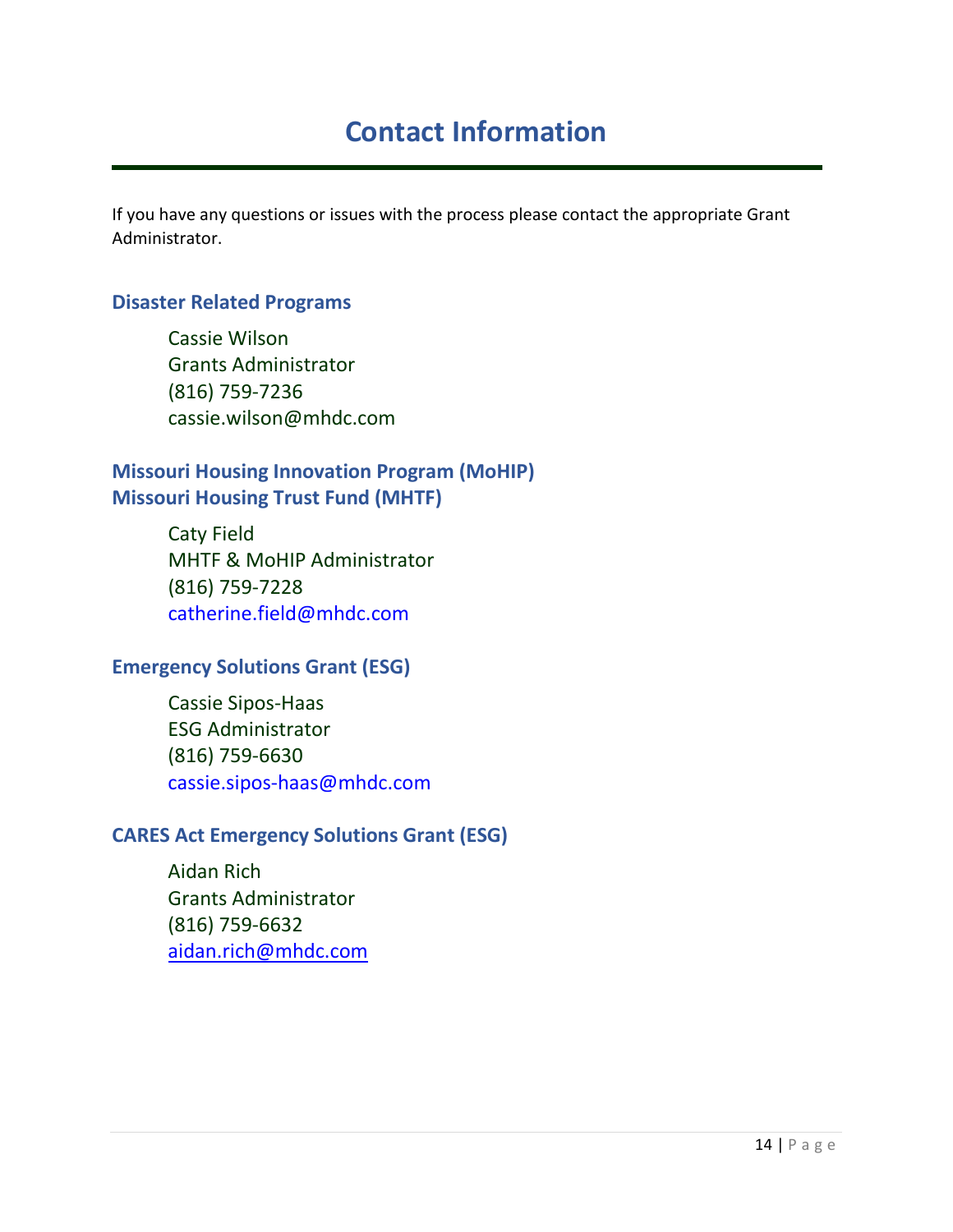# Contact Information

If you have any questions or issues with the process please contact the appropriate Grant Administrator.

### Disaster Related Programs

Cassie Wilson
Grants Administrator
(816) 759-7236
cassie.wilson@mhdc.com

### Missouri Housing Innovation Program (MoHIP)
### Missouri Housing Trust Fund (MHTF)

Caty Field
MHTF & MoHIP Administrator
(816) 759-7228
catherine.field@mhdc.com

### Emergency Solutions Grant (ESG)

Cassie Sipos-Haas
ESG Administrator
(816) 759-6630
cassie.sipos-haas@mhdc.com

### CARES Act Emergency Solutions Grant (ESG)

Aidan Rich
Grants Administrator
(816) 759-6632
aidan.rich@mhdc.com